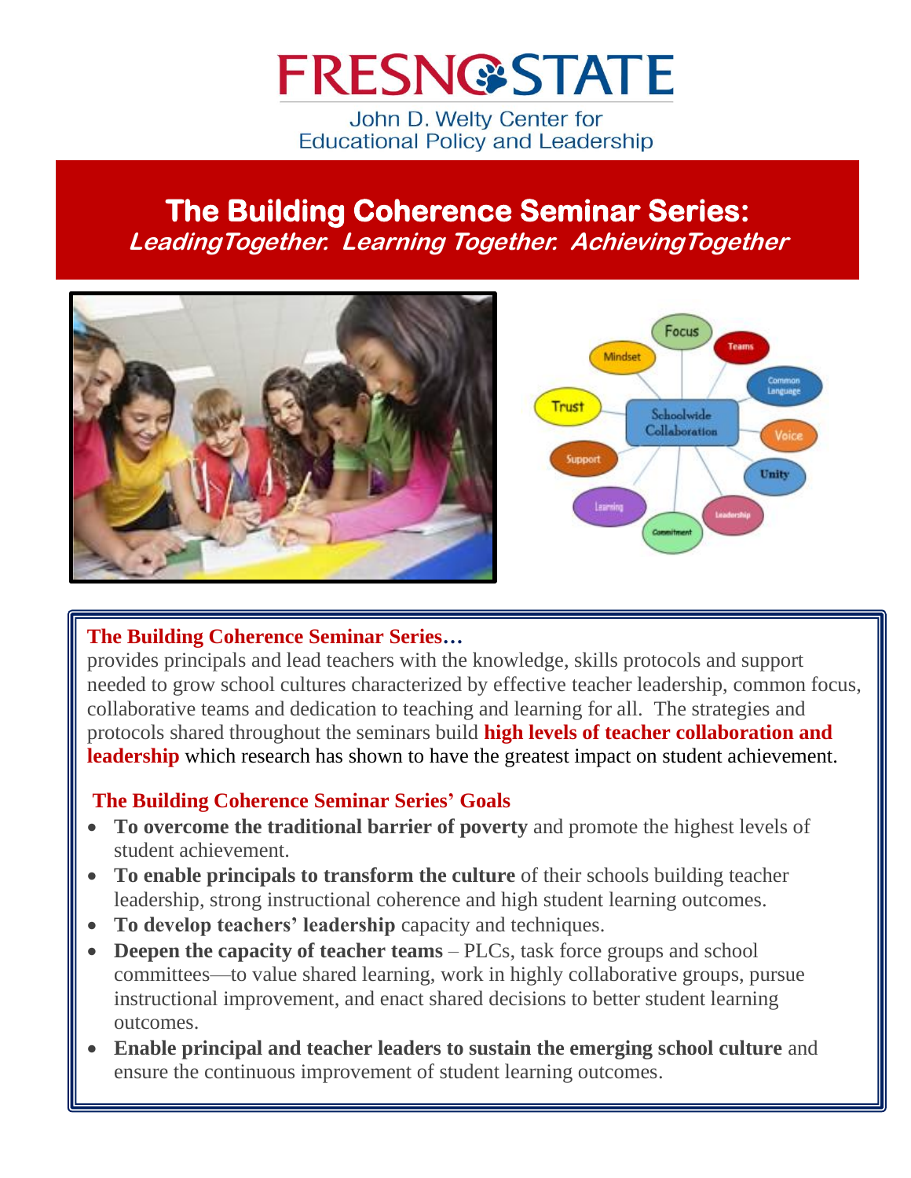# FRESNO STATE

John D. Welty Center for Educational Policy and Leadership

## The Building Coherence Seminar Series:

***LeadingTogether. Learning Together. AchievingTogether***

**The Building Coherence Seminar Series…**
provides principals and lead teachers with the knowledge, skills protocols and support needed to grow school cultures characterized by effective teacher leadership, common focus, collaborative teams and dedication to teaching and learning for all. The strategies and protocols shared throughout the seminars build **high levels of teacher collaboration and leadership** which research has shown to have the greatest impact on student achievement.

**The Building Coherence Seminar Series' Goals**

- **To overcome the traditional barrier of poverty** and promote the highest levels of student achievement.
- **To enable principals to transform the culture** of their schools building teacher leadership, strong instructional coherence and high student learning outcomes.
- **To develop teachers' leadership** capacity and techniques.
- **Deepen the capacity of teacher teams** – PLCs, task force groups and school committees—to value shared learning, work in highly collaborative groups, pursue instructional improvement, and enact shared decisions to better student learning outcomes.
- **Enable principal and teacher leaders to sustain the emerging school culture** and ensure the continuous improvement of student learning outcomes.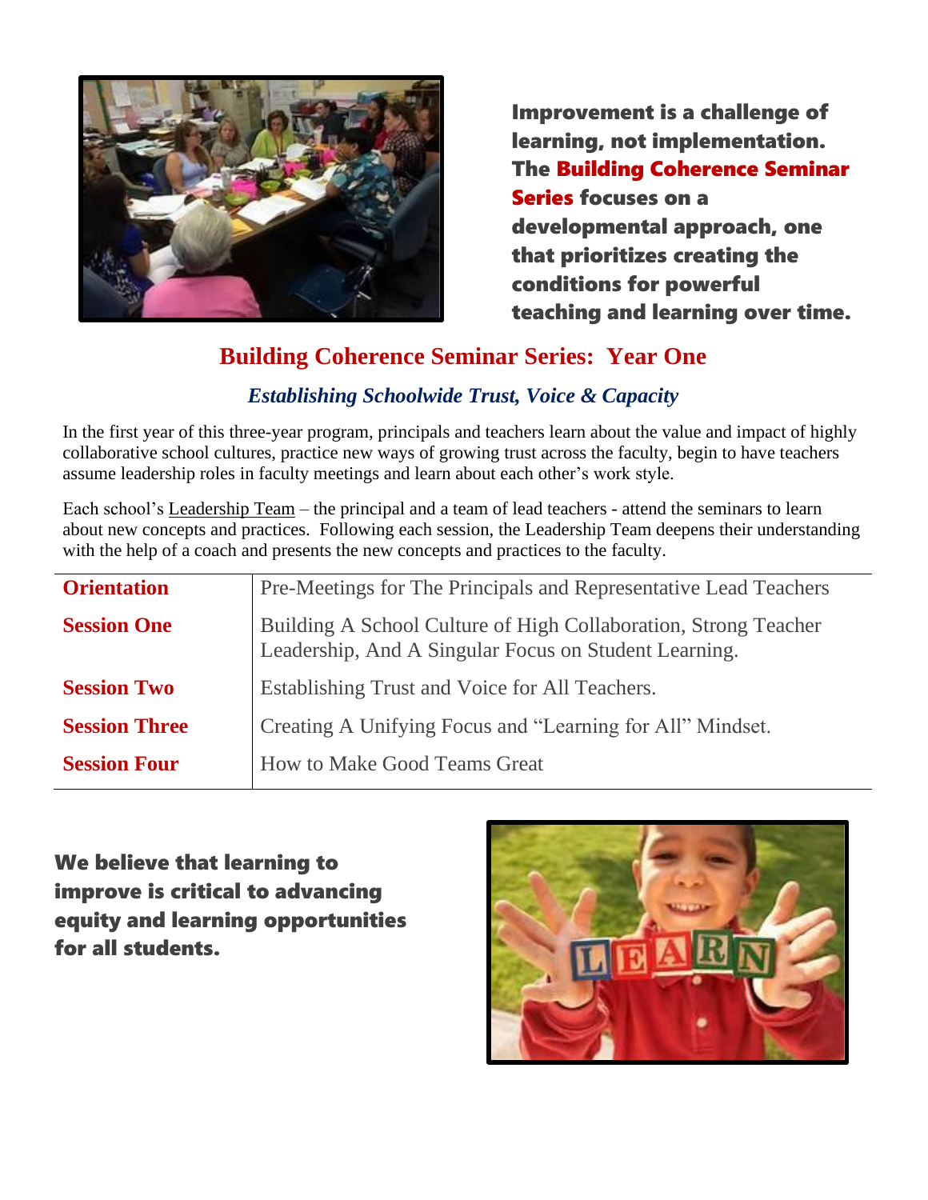**Improvement is a challenge of learning, not implementation. The Building Coherence Seminar Series focuses on a developmental approach, one that prioritizes creating the conditions for powerful teaching and learning over time.**

## Building Coherence Seminar Series: Year One

### *Establishing Schoolwide Trust, Voice & Capacity*

In the first year of this three-year program, principals and teachers learn about the value and impact of highly collaborative school cultures, practice new ways of growing trust across the faculty, begin to have teachers assume leadership roles in faculty meetings and learn about each other's work style.

Each school's Leadership Team – the principal and a team of lead teachers - attend the seminars to learn about new concepts and practices. Following each session, the Leadership Team deepens their understanding with the help of a coach and presents the new concepts and practices to the faculty.

| | |
|---|---|
| **Orientation** | Pre-Meetings for The Principals and Representative Lead Teachers |
| **Session One** | Building A School Culture of High Collaboration, Strong Teacher Leadership, And A Singular Focus on Student Learning. |
| **Session Two** | Establishing Trust and Voice for All Teachers. |
| **Session Three** | Creating A Unifying Focus and "Learning for All" Mindset. |
| **Session Four** | How to Make Good Teams Great |

**We believe that learning to improve is critical to advancing equity and learning opportunities for all students.**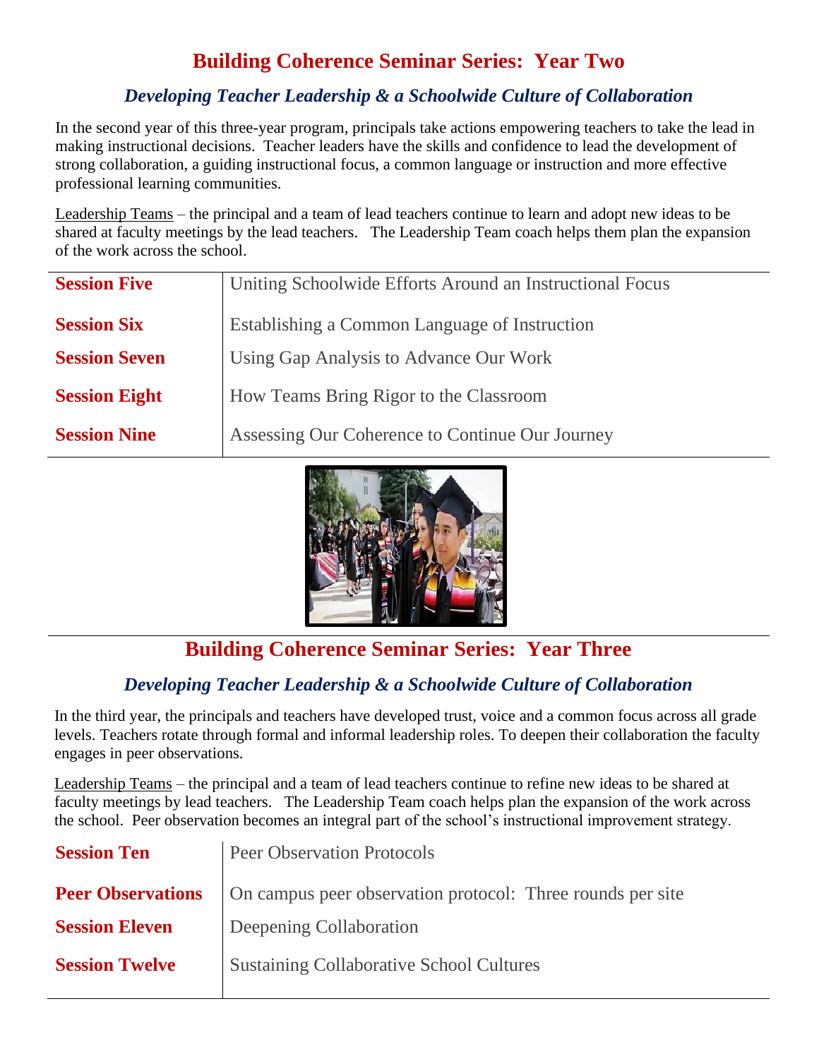# Building Coherence Seminar Series: Year Two

### *Developing Teacher Leadership & a Schoolwide Culture of Collaboration*

In the second year of this three-year program, principals take actions empowering teachers to take the lead in making instructional decisions. Teacher leaders have the skills and confidence to lead the development of strong collaboration, a guiding instructional focus, a common language or instruction and more effective professional learning communities.

<u>Leadership Teams</u> – the principal and a team of lead teachers continue to learn and adopt new ideas to be shared at faculty meetings by the lead teachers. The Leadership Team coach helps them plan the expansion of the work across the school.

| | |
|---|---|
| **Session Five** | Uniting Schoolwide Efforts Around an Instructional Focus |
| **Session Six** | Establishing a Common Language of Instruction |
| **Session Seven** | Using Gap Analysis to Advance Our Work |
| **Session Eight** | How Teams Bring Rigor to the Classroom |
| **Session Nine** | Assessing Our Coherence to Continue Our Journey |

# Building Coherence Seminar Series: Year Three

### *Developing Teacher Leadership & a Schoolwide Culture of Collaboration*

In the third year, the principals and teachers have developed trust, voice and a common focus across all grade levels. Teachers rotate through formal and informal leadership roles. To deepen their collaboration the faculty engages in peer observations.

<u>Leadership Teams</u> – the principal and a team of lead teachers continue to refine new ideas to be shared at faculty meetings by lead teachers. The Leadership Team coach helps plan the expansion of the work across the school. Peer observation becomes an integral part of the school's instructional improvement strategy.

| | |
|---|---|
| **Session Ten** | Peer Observation Protocols |
| **Peer Observations** | On campus peer observation protocol: Three rounds per site |
| **Session Eleven** | Deepening Collaboration |
| **Session Twelve** | Sustaining Collaborative School Cultures |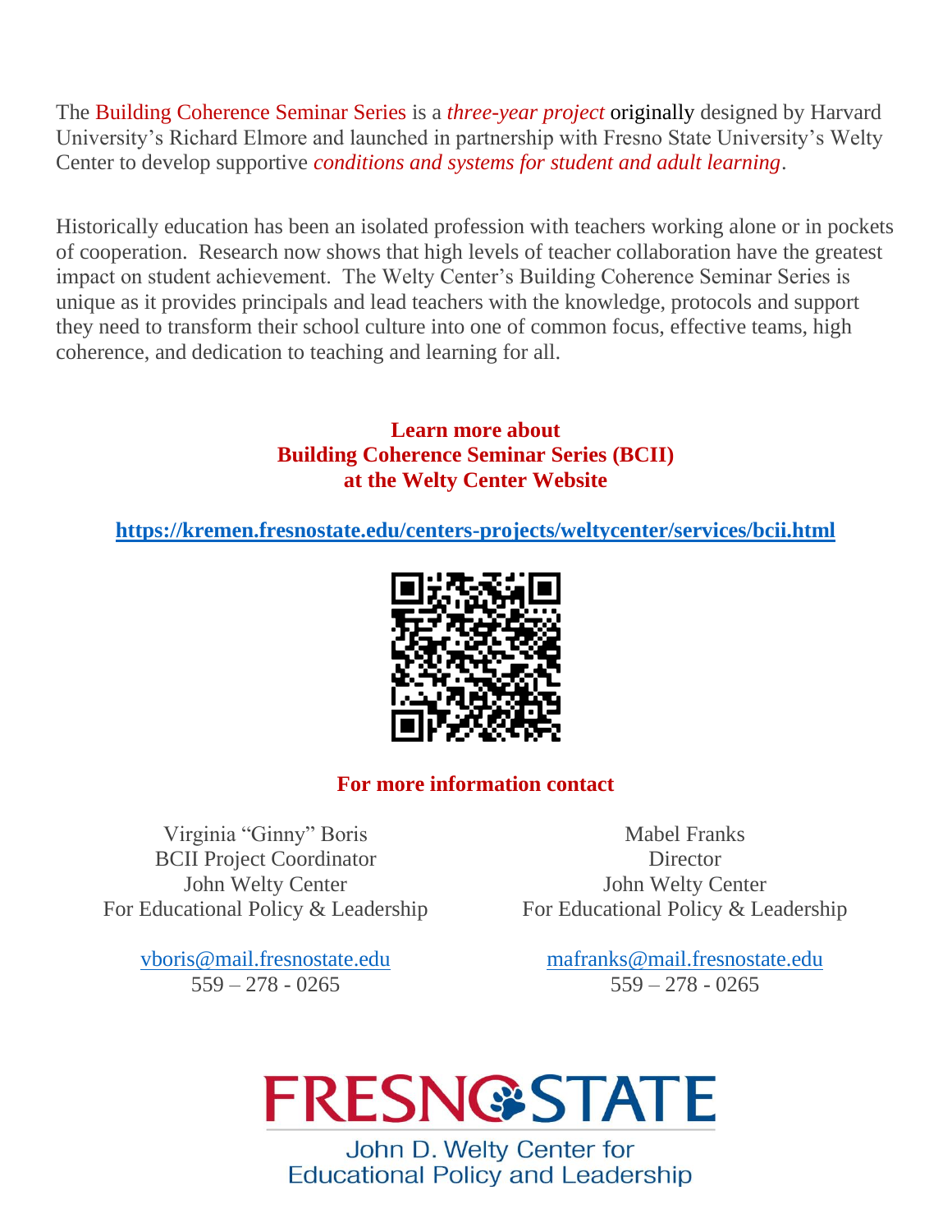The Building Coherence Seminar Series is a *three-year project* originally designed by Harvard University's Richard Elmore and launched in partnership with Fresno State University's Welty Center to develop supportive *conditions and systems for student and adult learning*.

Historically education has been an isolated profession with teachers working alone or in pockets of cooperation. Research now shows that high levels of teacher collaboration have the greatest impact on student achievement. The Welty Center's Building Coherence Seminar Series is unique as it provides principals and lead teachers with the knowledge, protocols and support they need to transform their school culture into one of common focus, effective teams, high coherence, and dedication to teaching and learning for all.

**Learn more about**
**Building Coherence Seminar Series (BCII)**
**at the Welty Center Website**

**https://kremen.fresnostate.edu/centers-projects/weltycenter/services/bcii.html**

**For more information contact**

Virginia "Ginny" Boris
BCII Project Coordinator
John Welty Center
For Educational Policy & Leadership

vboris@mail.fresnostate.edu
559 – 278 - 0265

Mabel Franks
Director
John Welty Center
For Educational Policy & Leadership

mafranks@mail.fresnostate.edu
559 – 278 - 0265

FRESNO STATE
John D. Welty Center for
Educational Policy and Leadership